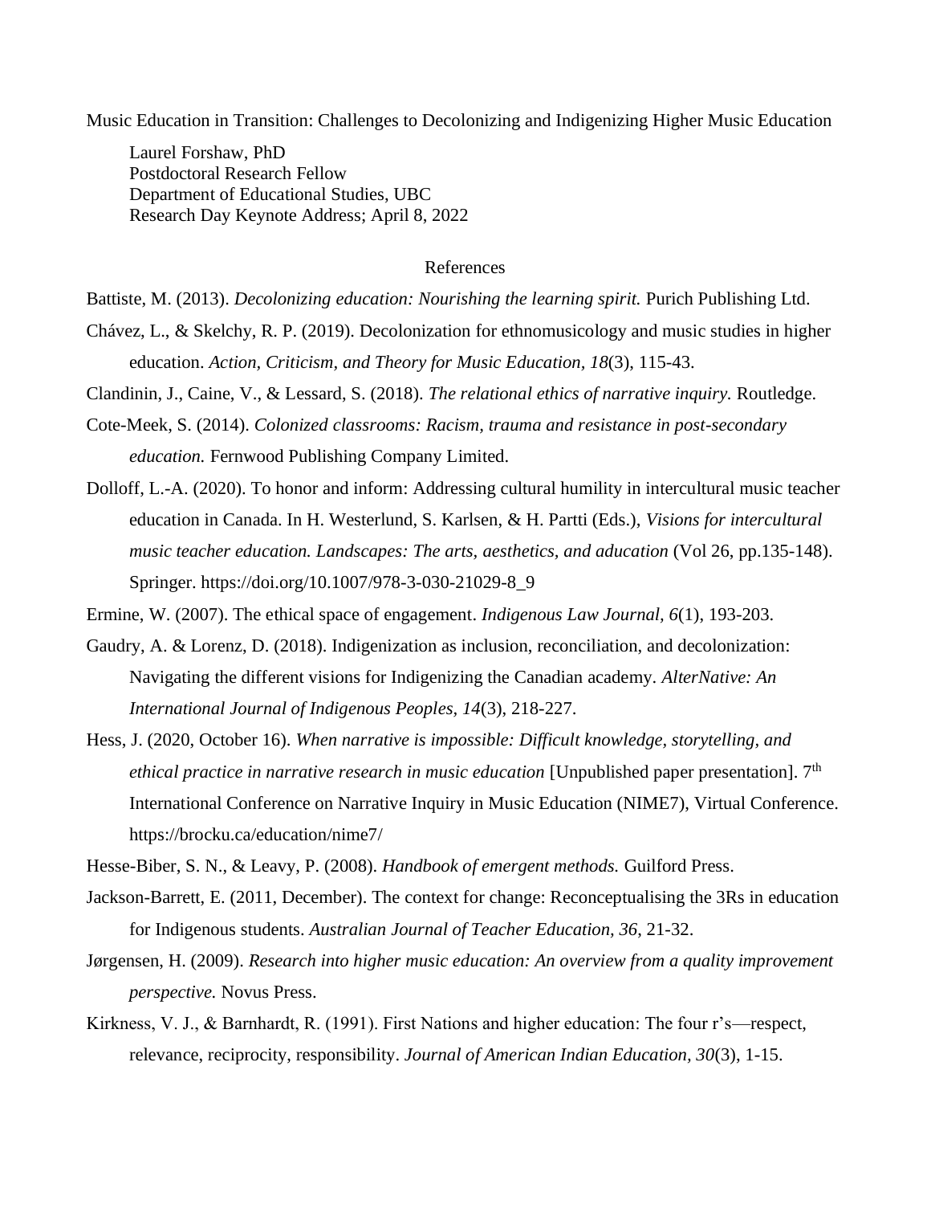Music Education in Transition: Challenges to Decolonizing and Indigenizing Higher Music Education

Laurel Forshaw, PhD
Postdoctoral Research Fellow
Department of Educational Studies, UBC
Research Day Keynote Address; April 8, 2022

## References

Battiste, M. (2013). *Decolonizing education: Nourishing the learning spirit.* Purich Publishing Ltd.

Chávez, L., & Skelchy, R. P. (2019). Decolonization for ethnomusicology and music studies in higher education. *Action, Criticism, and Theory for Music Education, 18*(3), 115-43.

Clandinin, J., Caine, V., & Lessard, S. (2018). *The relational ethics of narrative inquiry.* Routledge.

Cote-Meek, S. (2014). *Colonized classrooms: Racism, trauma and resistance in post-secondary education.* Fernwood Publishing Company Limited.

Dolloff, L.-A. (2020). To honor and inform: Addressing cultural humility in intercultural music teacher education in Canada. In H. Westerlund, S. Karlsen, & H. Partti (Eds.), *Visions for intercultural music teacher education. Landscapes: The arts, aesthetics, and aducation* (Vol 26, pp.135-148). Springer. https://doi.org/10.1007/978-3-030-21029-8_9

Ermine, W. (2007). The ethical space of engagement. *Indigenous Law Journal, 6*(1), 193-203.

Gaudry, A. & Lorenz, D. (2018). Indigenization as inclusion, reconciliation, and decolonization: Navigating the different visions for Indigenizing the Canadian academy. *AlterNative: An International Journal of Indigenous Peoples, 14*(3), 218-227.

Hess, J. (2020, October 16). *When narrative is impossible: Difficult knowledge, storytelling, and ethical practice in narrative research in music education* [Unpublished paper presentation]. 7th International Conference on Narrative Inquiry in Music Education (NIME7), Virtual Conference. https://brocku.ca/education/nime7/

Hesse-Biber, S. N., & Leavy, P. (2008). *Handbook of emergent methods.* Guilford Press.

Jackson-Barrett, E. (2011, December). The context for change: Reconceptualising the 3Rs in education for Indigenous students. *Australian Journal of Teacher Education, 36*, 21-32.

Jørgensen, H. (2009). *Research into higher music education: An overview from a quality improvement perspective.* Novus Press.

Kirkness, V. J., & Barnhardt, R. (1991). First Nations and higher education: The four r's—respect, relevance, reciprocity, responsibility. *Journal of American Indian Education, 30*(3), 1-15.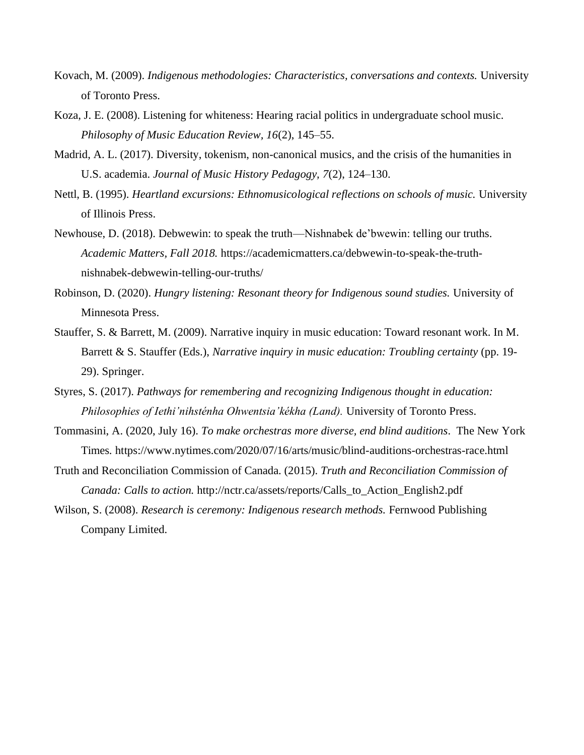Kovach, M. (2009). *Indigenous methodologies: Characteristics, conversations and contexts.* University of Toronto Press.

Koza, J. E. (2008). Listening for whiteness: Hearing racial politics in undergraduate school music. *Philosophy of Music Education Review*, *16*(2), 145–55.

Madrid, A. L. (2017). Diversity, tokenism, non-canonical musics, and the crisis of the humanities in U.S. academia. *Journal of Music History Pedagogy, 7*(2), 124–130.

Nettl, B. (1995). *Heartland excursions: Ethnomusicological reflections on schools of music.* University of Illinois Press.

Newhouse, D. (2018). Debwewin: to speak the truth—Nishnabek de'bwewin: telling our truths. *Academic Matters, Fall 2018.* https://academicmatters.ca/debwewin-to-speak-the-truth-nishnabek-debwewin-telling-our-truths/

Robinson, D. (2020). *Hungry listening: Resonant theory for Indigenous sound studies.* University of Minnesota Press.

Stauffer, S. & Barrett, M. (2009). Narrative inquiry in music education: Toward resonant work. In M. Barrett & S. Stauffer (Eds.), *Narrative inquiry in music education: Troubling certainty* (pp. 19-29). Springer.

Styres, S. (2017). *Pathways for remembering and recognizing Indigenous thought in education: Philosophies of Iethi'nihsténha Ohwentsia'kékha (Land).* University of Toronto Press.

Tommasini, A. (2020, July 16). *To make orchestras more diverse, end blind auditions*. The New York Times. https://www.nytimes.com/2020/07/16/arts/music/blind-auditions-orchestras-race.html

Truth and Reconciliation Commission of Canada. (2015). *Truth and Reconciliation Commission of Canada: Calls to action.* http://nctr.ca/assets/reports/Calls_to_Action_English2.pdf

Wilson, S. (2008). *Research is ceremony: Indigenous research methods.* Fernwood Publishing Company Limited.